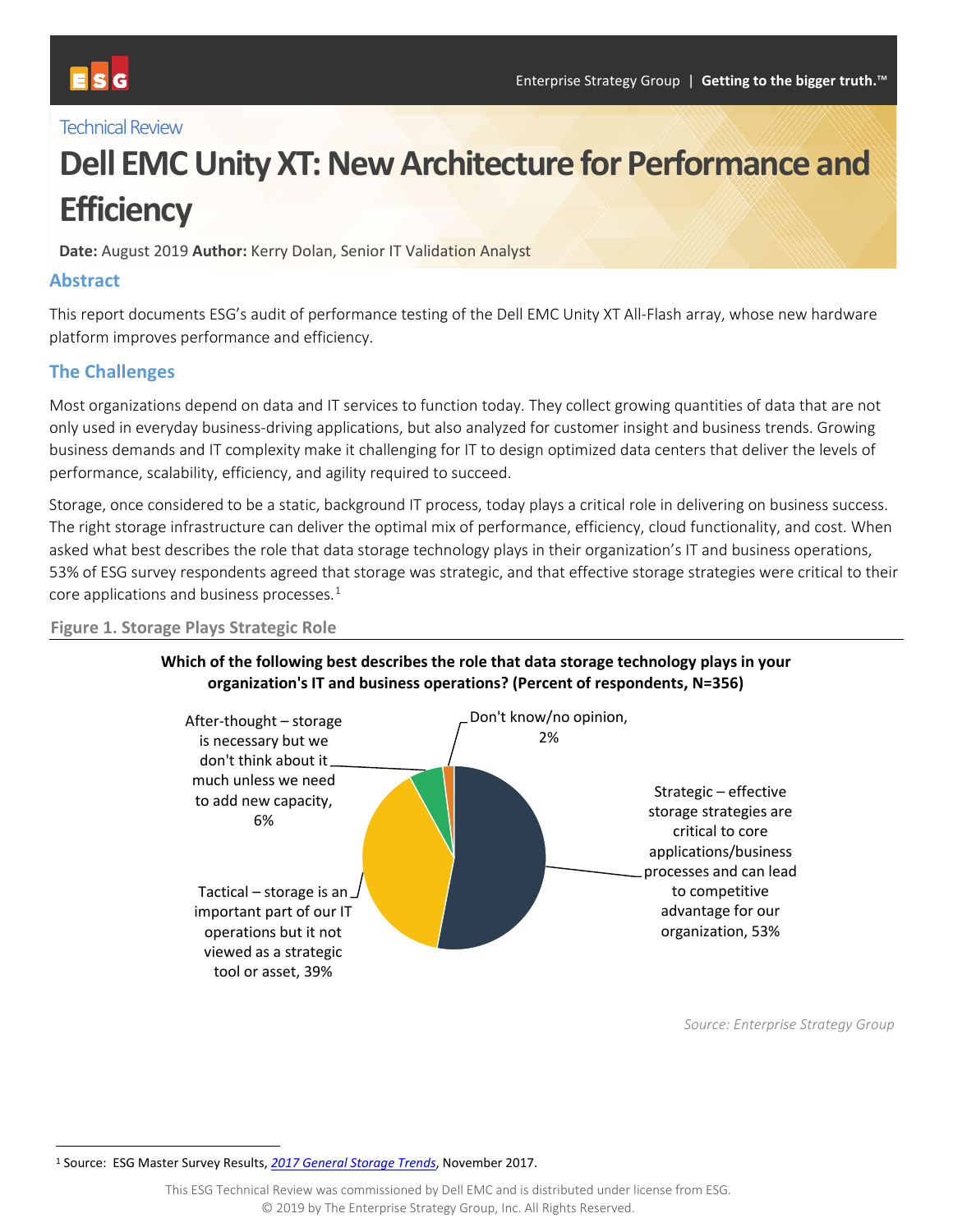Technical Review

# Dell EMC Unity XT: New Architecture for Performance and Efficiency

**Date:** August 2019 **Author:** Kerry Dolan, Senior IT Validation Analyst

## Abstract

This report documents ESG's audit of performance testing of the Dell EMC Unity XT All-Flash array, whose new hardware platform improves performance and efficiency.

## The Challenges

Most organizations depend on data and IT services to function today. They collect growing quantities of data that are not only used in everyday business-driving applications, but also analyzed for customer insight and business trends. Growing business demands and IT complexity make it challenging for IT to design optimized data centers that deliver the levels of performance, scalability, efficiency, and agility required to succeed.

Storage, once considered to be a static, background IT process, today plays a critical role in delivering on business success. The right storage infrastructure can deliver the optimal mix of performance, efficiency, cloud functionality, and cost. When asked what best describes the role that data storage technology plays in their organization's IT and business operations, 53% of ESG survey respondents agreed that storage was strategic, and that effective storage strategies were critical to their core applications and business processes.[1]

**Figure 1. Storage Plays Strategic Role**

**Which of the following best describes the role that data storage technology plays in your organization's IT and business operations? (Percent of respondents, N=356)**

- Strategic – effective storage strategies are critical to core applications/business processes and can lead to competitive advantage for our organization, 53%
- Tactical – storage is an important part of our IT operations but it not viewed as a strategic tool or asset, 39%
- After-thought – storage is necessary but we don't think about it much unless we need to add new capacity, 6%
- Don't know/no opinion, 2%

*Source: Enterprise Strategy Group*

[1] Source: ESG Master Survey Results, *2017 General Storage Trends*, November 2017.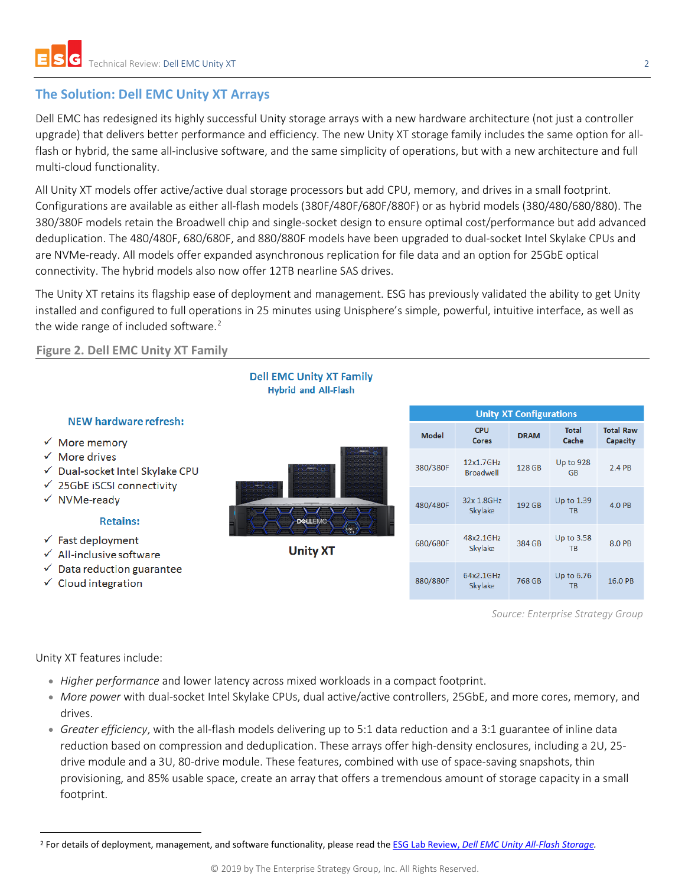## The Solution: Dell EMC Unity XT Arrays

Dell EMC has redesigned its highly successful Unity storage arrays with a new hardware architecture (not just a controller upgrade) that delivers better performance and efficiency. The new Unity XT storage family includes the same option for all-flash or hybrid, the same all-inclusive software, and the same simplicity of operations, but with a new architecture and full multi-cloud functionality.

All Unity XT models offer active/active dual storage processors but add CPU, memory, and drives in a small footprint. Configurations are available as either all-flash models (380F/480F/680F/880F) or as hybrid models (380/480/680/880). The 380/380F models retain the Broadwell chip and single-socket design to ensure optimal cost/performance but add advanced deduplication. The 480/480F, 680/680F, and 880/880F models have been upgraded to dual-socket Intel Skylake CPUs and are NVMe-ready. All models offer expanded asynchronous replication for file data and an option for 25GbE optical connectivity. The hybrid models also now offer 12TB nearline SAS drives.

The Unity XT retains its flagship ease of deployment and management. ESG has previously validated the ability to get Unity installed and configured to full operations in 25 minutes using Unisphere's simple, powerful, intuitive interface, as well as the wide range of included software.[2]

**Figure 2. Dell EMC Unity XT Family**

**Dell EMC Unity XT Family**
**Hybrid and All-Flash**

**NEW hardware refresh:**

- ✓ More memory
- ✓ More drives
- ✓ Dual-socket Intel Skylake CPU
- ✓ 25GbE iSCSI connectivity
- ✓ NVMe-ready

**Retains:**

- ✓ Fast deployment
- ✓ All-inclusive software
- ✓ Data reduction guarantee
- ✓ Cloud integration

**Unity XT**

**Unity XT Configurations**

| Model | CPU Cores | DRAM | Total Cache | Total Raw Capacity |
|---|---|---|---|---|
| 380/380F | 12x1.7GHz Broadwell | 128 GB | Up to 928 GB | 2.4 PB |
| 480/480F | 32x 1.8GHz Skylake | 192 GB | Up to 1.39 TB | 4.0 PB |
| 680/680F | 48x2.1GHz Skylake | 384 GB | Up to 3.58 TB | 8.0 PB |
| 880/880F | 64x2.1GHz Skylake | 768 GB | Up to 6.76 TB | 16.0 PB |

*Source: Enterprise Strategy Group*

Unity XT features include:

- *Higher performance* and lower latency across mixed workloads in a compact footprint.
- *More power* with dual-socket Intel Skylake CPUs, dual active/active controllers, 25GbE, and more cores, memory, and drives.
- *Greater efficiency*, with the all-flash models delivering up to 5:1 data reduction and a 3:1 guarantee of inline data reduction based on compression and deduplication. These arrays offer high-density enclosures, including a 2U, 25-drive module and a 3U, 80-drive module. These features, combined with use of space-saving snapshots, thin provisioning, and 85% usable space, create an array that offers a tremendous amount of storage capacity in a small footprint.

[2] For details of deployment, management, and software functionality, please read the ESG Lab Review, *Dell EMC Unity All-Flash Storage*.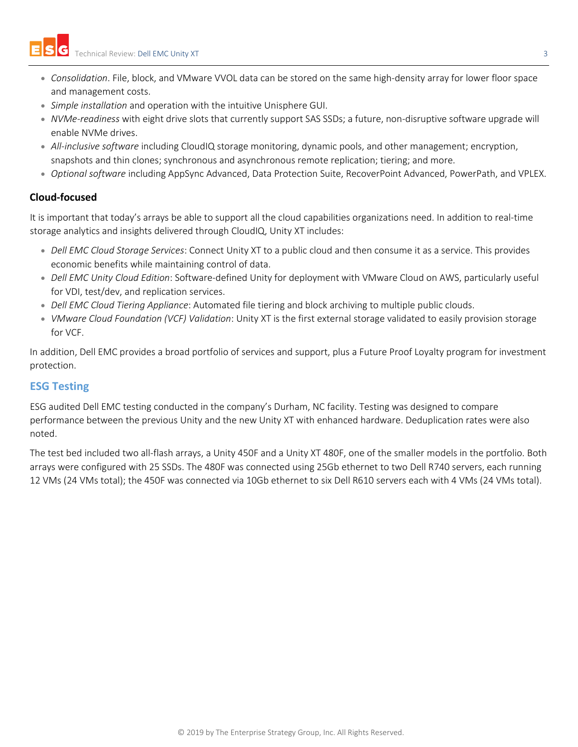- *Consolidation*. File, block, and VMware VVOL data can be stored on the same high-density array for lower floor space and management costs.
- *Simple installation* and operation with the intuitive Unisphere GUI.
- *NVMe-readiness* with eight drive slots that currently support SAS SSDs; a future, non-disruptive software upgrade will enable NVMe drives.
- *All-inclusive software* including CloudIQ storage monitoring, dynamic pools, and other management; encryption, snapshots and thin clones; synchronous and asynchronous remote replication; tiering; and more.
- *Optional software* including AppSync Advanced, Data Protection Suite, RecoverPoint Advanced, PowerPath, and VPLEX.

### Cloud-focused

It is important that today's arrays be able to support all the cloud capabilities organizations need. In addition to real-time storage analytics and insights delivered through CloudIQ, Unity XT includes:

- *Dell EMC Cloud Storage Services*: Connect Unity XT to a public cloud and then consume it as a service. This provides economic benefits while maintaining control of data.
- *Dell EMC Unity Cloud Edition*: Software-defined Unity for deployment with VMware Cloud on AWS, particularly useful for VDI, test/dev, and replication services.
- *Dell EMC Cloud Tiering Appliance*: Automated file tiering and block archiving to multiple public clouds.
- *VMware Cloud Foundation (VCF) Validation*: Unity XT is the first external storage validated to easily provision storage for VCF.

In addition, Dell EMC provides a broad portfolio of services and support, plus a Future Proof Loyalty program for investment protection.

## ESG Testing

ESG audited Dell EMC testing conducted in the company's Durham, NC facility. Testing was designed to compare performance between the previous Unity and the new Unity XT with enhanced hardware. Deduplication rates were also noted.

The test bed included two all-flash arrays, a Unity 450F and a Unity XT 480F, one of the smaller models in the portfolio. Both arrays were configured with 25 SSDs. The 480F was connected using 25Gb ethernet to two Dell R740 servers, each running 12 VMs (24 VMs total); the 450F was connected via 10Gb ethernet to six Dell R610 servers each with 4 VMs (24 VMs total).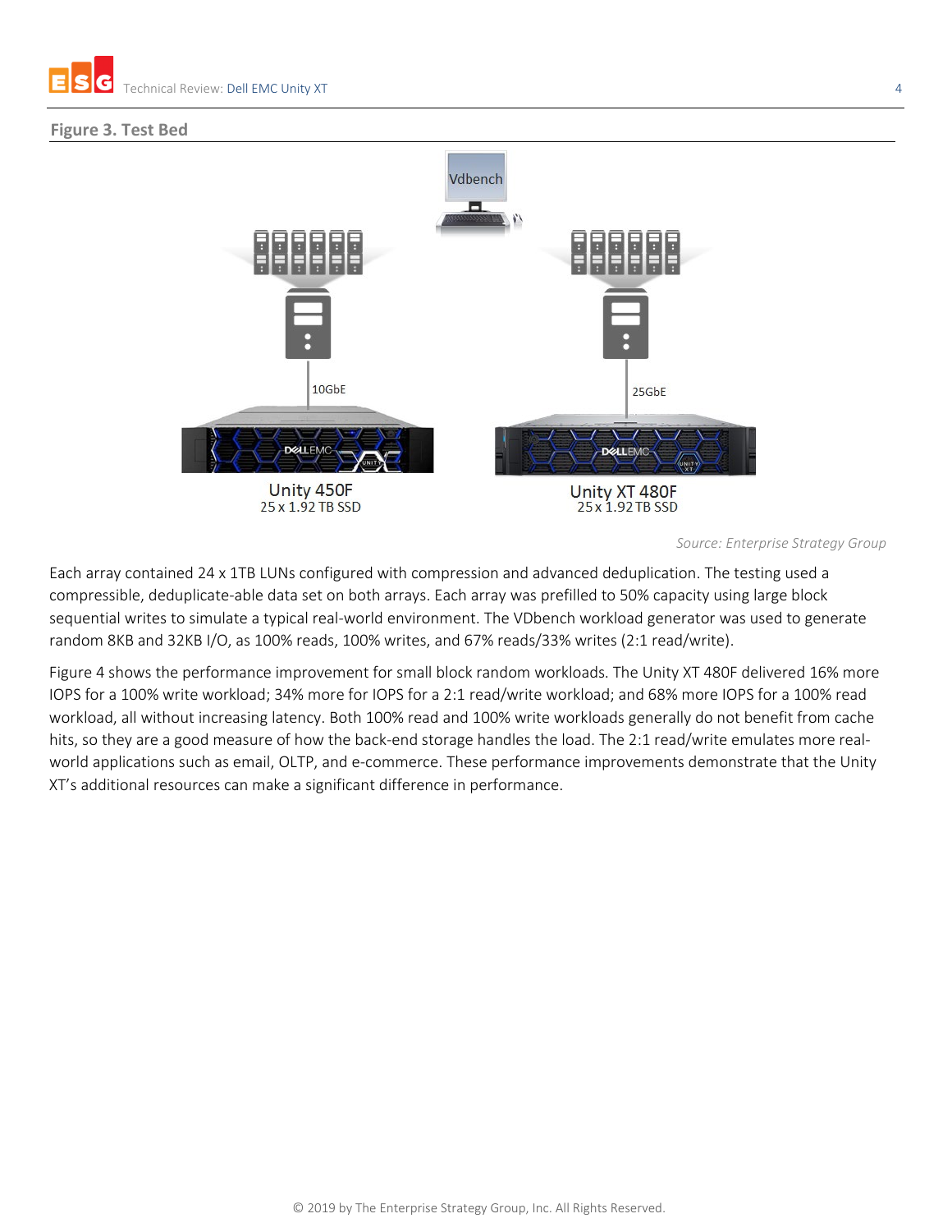**Figure 3. Test Bed**

Vdbench

10GbE

25GbE

Unity 450F
25 x 1.92 TB SSD

Unity XT 480F
25 x 1.92 TB SSD

*Source: Enterprise Strategy Group*

Each array contained 24 x 1TB LUNs configured with compression and advanced deduplication. The testing used a compressible, deduplicate-able data set on both arrays. Each array was prefilled to 50% capacity using large block sequential writes to simulate a typical real-world environment. The VDbench workload generator was used to generate random 8KB and 32KB I/O, as 100% reads, 100% writes, and 67% reads/33% writes (2:1 read/write).

Figure 4 shows the performance improvement for small block random workloads. The Unity XT 480F delivered 16% more IOPS for a 100% write workload; 34% more for IOPS for a 2:1 read/write workload; and 68% more IOPS for a 100% read workload, all without increasing latency. Both 100% read and 100% write workloads generally do not benefit from cache hits, so they are a good measure of how the back-end storage handles the load. The 2:1 read/write emulates more real-world applications such as email, OLTP, and e-commerce. These performance improvements demonstrate that the Unity XT's additional resources can make a significant difference in performance.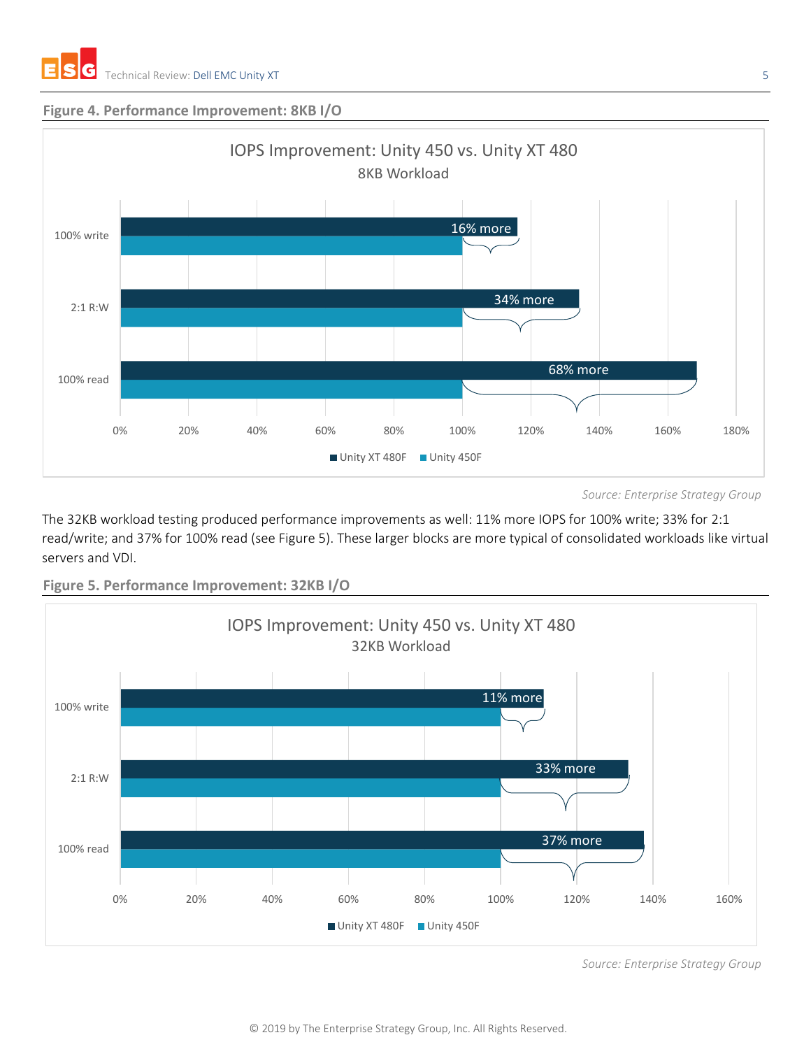**Figure 4. Performance Improvement: 8KB I/O**

IOPS Improvement: Unity 450 vs. Unity XT 480

8KB Workload

| | Unity XT 480F | Unity 450F | Improvement |
|---|---|---|---|
| 100% write | 116% | 100% | 16% more |
| 2:1 R:W | 134% | 100% | 34% more |
| 100% read | 168% | 100% | 68% more |

*Source: Enterprise Strategy Group*

The 32KB workload testing produced performance improvements as well: 11% more IOPS for 100% write; 33% for 2:1 read/write; and 37% for 100% read (see Figure 5). These larger blocks are more typical of consolidated workloads like virtual servers and VDI.

**Figure 5. Performance Improvement: 32KB I/O**

IOPS Improvement: Unity 450 vs. Unity XT 480

32KB Workload

| | Unity XT 480F | Unity 450F | Improvement |
|---|---|---|---|
| 100% write | 111% | 100% | 11% more |
| 2:1 R:W | 133% | 100% | 33% more |
| 100% read | 137% | 100% | 37% more |

*Source: Enterprise Strategy Group*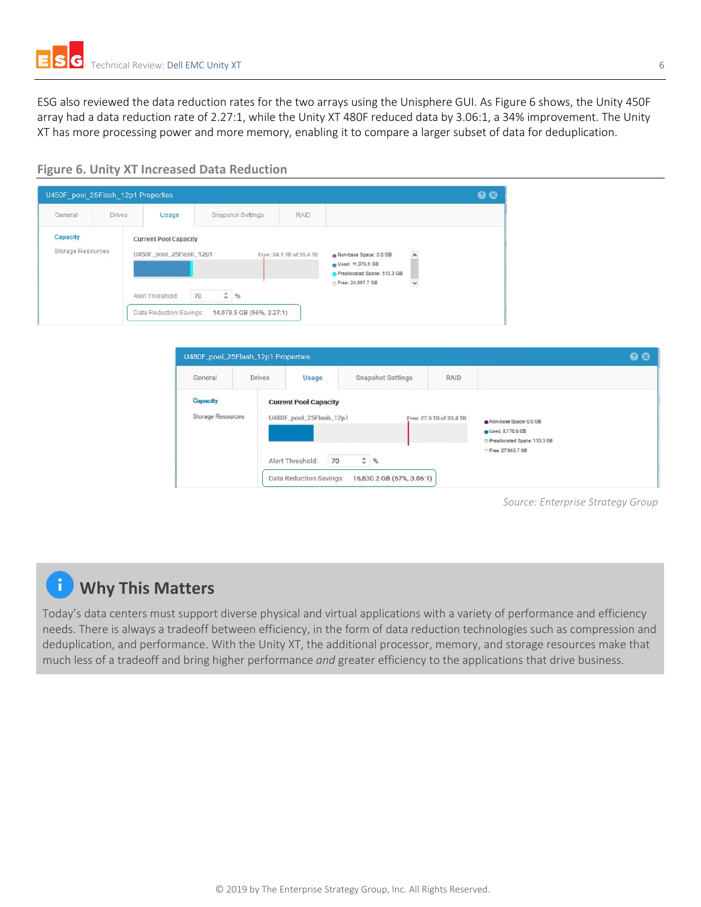ESG also reviewed the data reduction rates for the two arrays using the Unisphere GUI. As Figure 6 shows, the Unity 450F array had a data reduction rate of 2.27:1, while the Unity XT 480F reduced data by 3.06:1, a 34% improvement. The Unity XT has more processing power and more memory, enabling it to compare a larger subset of data for deduplication.

**Figure 6. Unity XT Increased Data Reduction**

U450F_pool_25Flash_12p1 Properties

General | Drives | Usage | Snapshot Settings | RAID

Capacity
Storage Resources

Current Pool Capacity

U450F_pool_25Flash_12p1 — Free: 24.1 TB of 35.4 TB

- Non-base Space: 0.0 GB
- Used: 11,078.6 GB
- Preallocated Space: 513.3 GB
- Free: 24,697.7 GB

Alert Threshold: 70 %

Data Reduction Savings: 14,079.5 GB (56%, 2.27:1)

U480F_pool_25Flash_12p1 Properties

General | Drives | Usage | Snapshot Settings | RAID

Capacity
Storage Resources

Current Pool Capacity

U480F_pool_25Flash_12p1 — Free: 27.3 TB of 35.4 TB

- Non-base Space: 0.0 GB
- Used: 8,170.6 GB
- Preallocated Space: 153.3 GB
- Free: 27,965.7 GB

Alert Threshold: 70 %

Data Reduction Savings: 16,830.2 GB (67%, 3.06:1)

*Source: Enterprise Strategy Group*

## Why This Matters

Today's data centers must support diverse physical and virtual applications with a variety of performance and efficiency needs. There is always a tradeoff between efficiency, in the form of data reduction technologies such as compression and deduplication, and performance. With the Unity XT, the additional processor, memory, and storage resources make that much less of a tradeoff and bring higher performance *and* greater efficiency to the applications that drive business.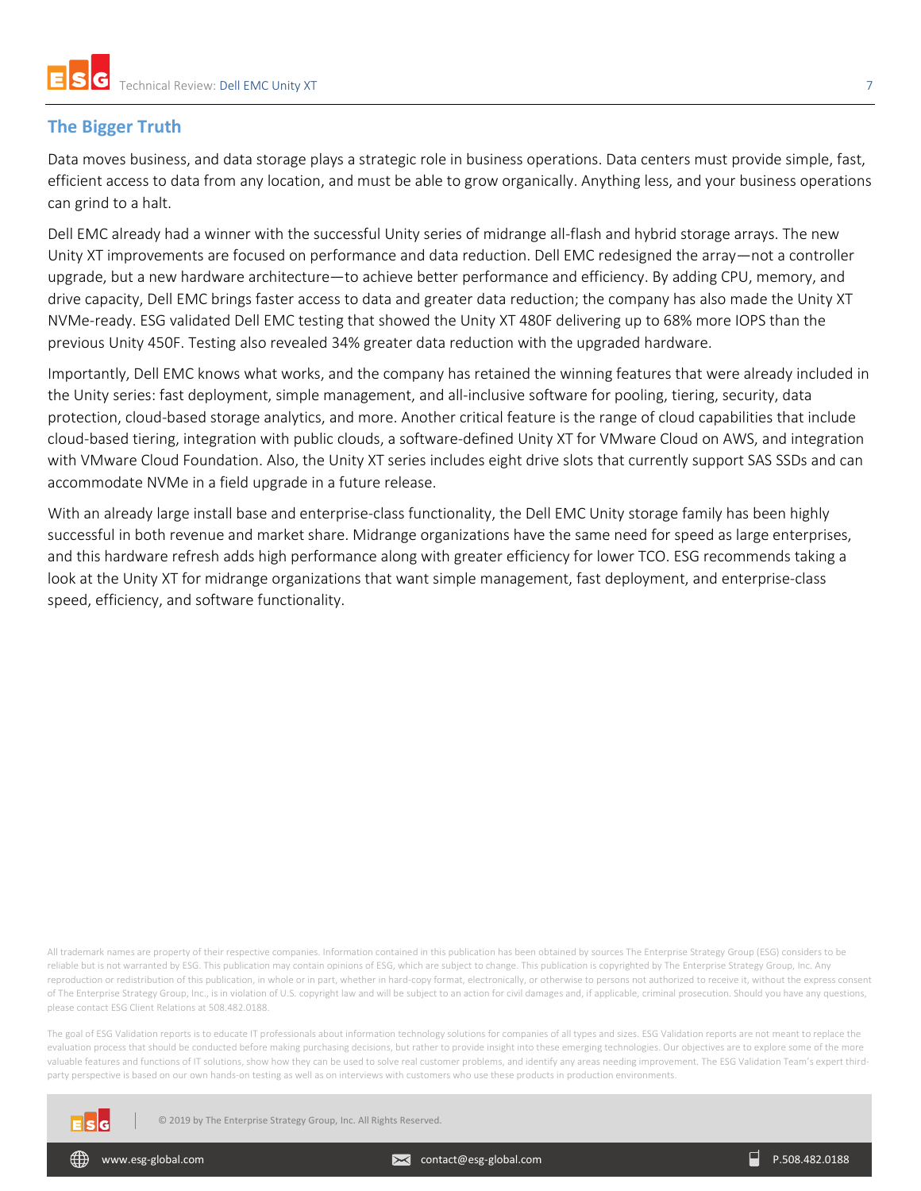## The Bigger Truth

Data moves business, and data storage plays a strategic role in business operations. Data centers must provide simple, fast, efficient access to data from any location, and must be able to grow organically. Anything less, and your business operations can grind to a halt.

Dell EMC already had a winner with the successful Unity series of midrange all-flash and hybrid storage arrays. The new Unity XT improvements are focused on performance and data reduction. Dell EMC redesigned the array—not a controller upgrade, but a new hardware architecture—to achieve better performance and efficiency. By adding CPU, memory, and drive capacity, Dell EMC brings faster access to data and greater data reduction; the company has also made the Unity XT NVMe-ready. ESG validated Dell EMC testing that showed the Unity XT 480F delivering up to 68% more IOPS than the previous Unity 450F. Testing also revealed 34% greater data reduction with the upgraded hardware.

Importantly, Dell EMC knows what works, and the company has retained the winning features that were already included in the Unity series: fast deployment, simple management, and all-inclusive software for pooling, tiering, security, data protection, cloud-based storage analytics, and more. Another critical feature is the range of cloud capabilities that include cloud-based tiering, integration with public clouds, a software-defined Unity XT for VMware Cloud on AWS, and integration with VMware Cloud Foundation. Also, the Unity XT series includes eight drive slots that currently support SAS SSDs and can accommodate NVMe in a field upgrade in a future release.

With an already large install base and enterprise-class functionality, the Dell EMC Unity storage family has been highly successful in both revenue and market share. Midrange organizations have the same need for speed as large enterprises, and this hardware refresh adds high performance along with greater efficiency for lower TCO. ESG recommends taking a look at the Unity XT for midrange organizations that want simple management, fast deployment, and enterprise-class speed, efficiency, and software functionality.

All trademark names are property of their respective companies. Information contained in this publication has been obtained by sources The Enterprise Strategy Group (ESG) considers to be reliable but is not warranted by ESG. This publication may contain opinions of ESG, which are subject to change. This publication is copyrighted by The Enterprise Strategy Group, Inc. Any reproduction or redistribution of this publication, in whole or in part, whether in hard-copy format, electronically, or otherwise to persons not authorized to receive it, without the express consent of The Enterprise Strategy Group, Inc., is in violation of U.S. copyright law and will be subject to an action for civil damages and, if applicable, criminal prosecution. Should you have any questions, please contact ESG Client Relations at 508.482.0188.

The goal of ESG Validation reports is to educate IT professionals about information technology solutions for companies of all types and sizes. ESG Validation reports are not meant to replace the evaluation process that should be conducted before making purchasing decisions, but rather to provide insight into these emerging technologies. Our objectives are to explore some of the more valuable features and functions of IT solutions, show how they can be used to solve real customer problems, and identify any areas needing improvement. The ESG Validation Team's expert third-party perspective is based on our own hands-on testing as well as on interviews with customers who use these products in production environments.

© 2019 by The Enterprise Strategy Group, Inc. All Rights Reserved.

www.esg-global.com | contact@esg-global.com | P.508.482.0188